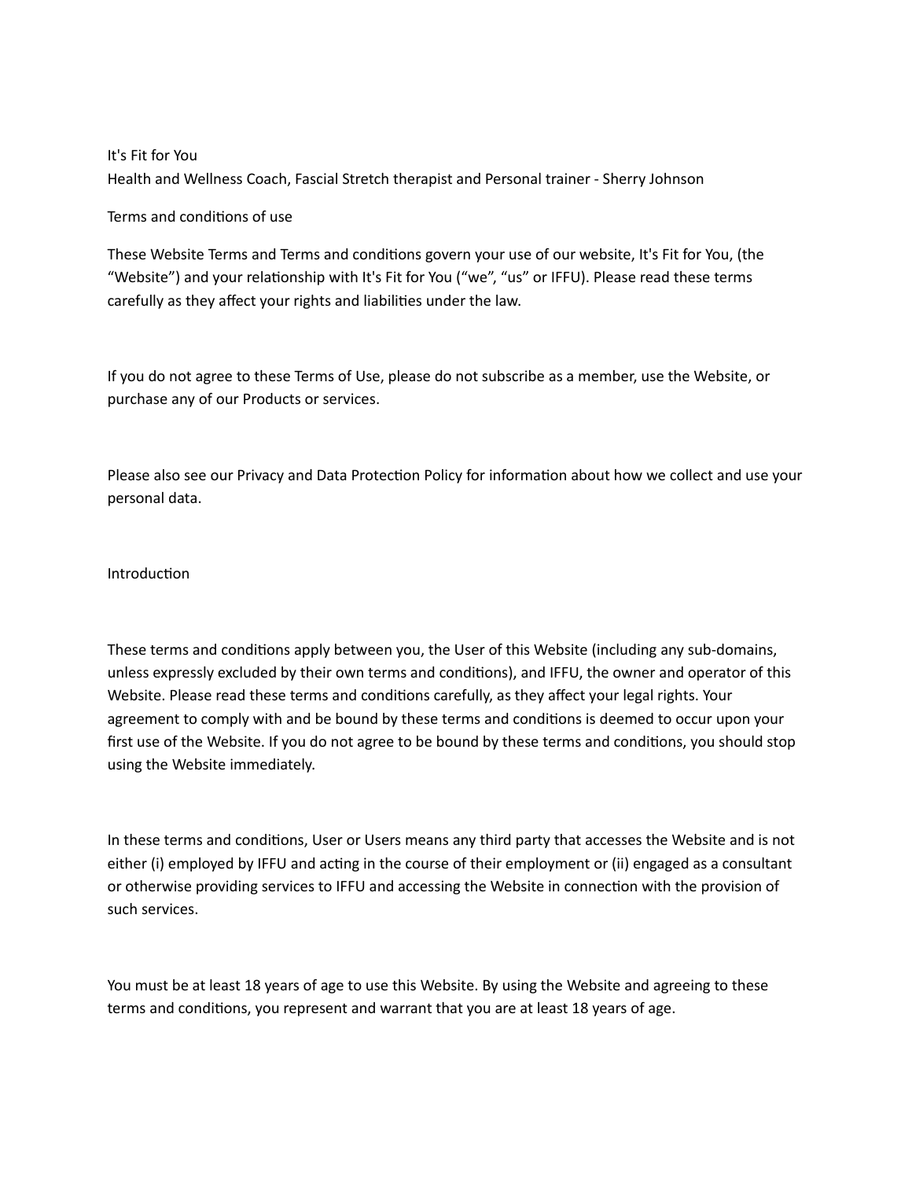It's Fit for You

Health and Wellness Coach, Fascial Stretch therapist and Personal trainer - Sherry Johnson

## Terms and conditions of use

These Website Terms and Terms and conditions govern your use of our website, It's Fit for You, (the “Website”) and your relationship with It's Fit for You (“we”, “us” or IFFU). Please read these terms carefully as they affect your rights and liabilities under the law.

If you do not agree to these Terms of Use, please do not subscribe as a member, use the Website, or purchase any of our Products or services.

Please also see our Privacy and Data Protection Policy for information about how we collect and use your personal data.

### Introduction

These terms and conditions apply between you, the User of this Website (including any sub-domains, unless expressly excluded by their own terms and conditions), and IFFU, the owner and operator of this Website. Please read these terms and conditions carefully, as they affect your legal rights. Your agreement to comply with and be bound by these terms and conditions is deemed to occur upon your first use of the Website. If you do not agree to be bound by these terms and conditions, you should stop using the Website immediately.

In these terms and conditions, User or Users means any third party that accesses the Website and is not either (i) employed by IFFU and acting in the course of their employment or (ii) engaged as a consultant or otherwise providing services to IFFU and accessing the Website in connection with the provision of such services.

You must be at least 18 years of age to use this Website. By using the Website and agreeing to these terms and conditions, you represent and warrant that you are at least 18 years of age.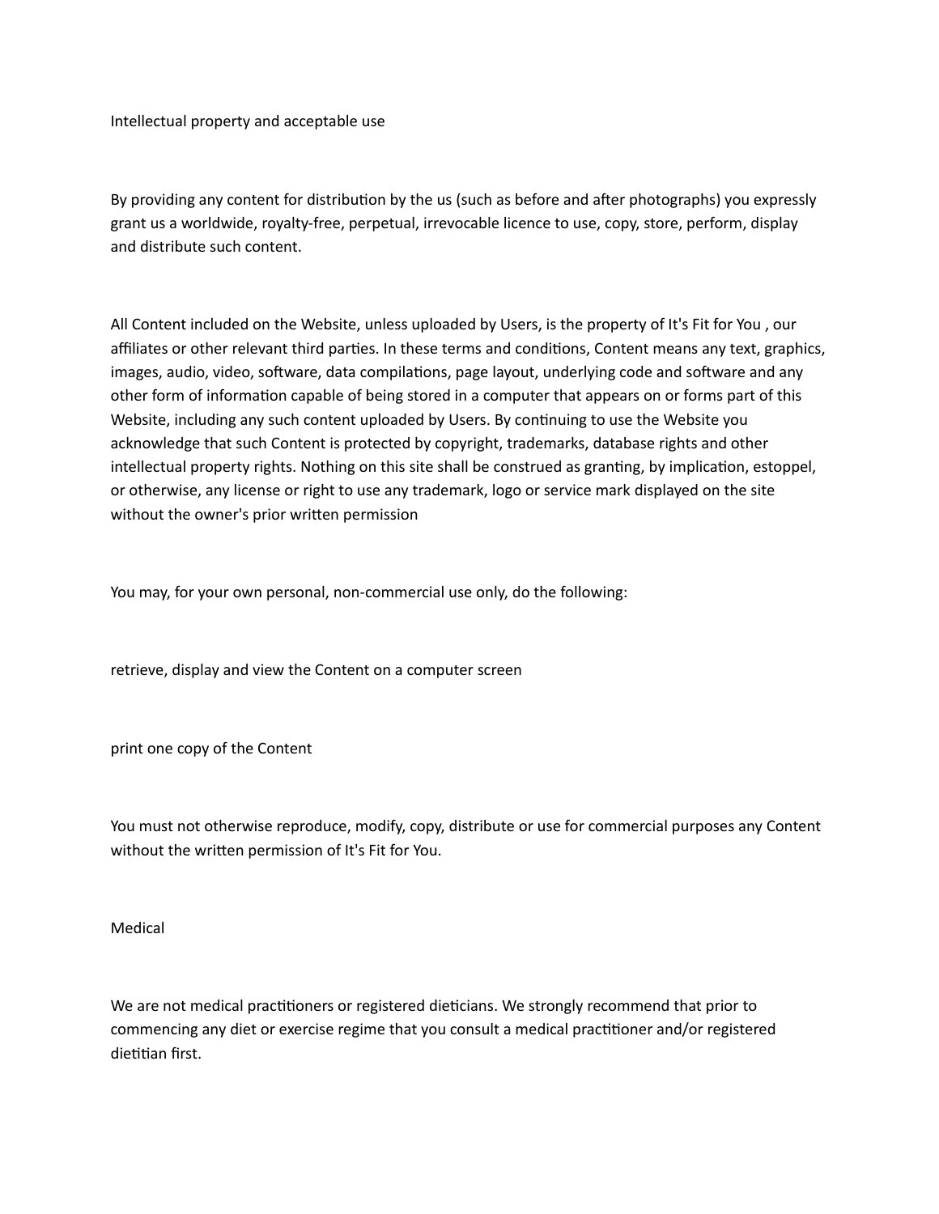## Intellectual property and acceptable use

By providing any content for distribution by the us (such as before and after photographs) you expressly grant us a worldwide, royalty-free, perpetual, irrevocable licence to use, copy, store, perform, display and distribute such content.

All Content included on the Website, unless uploaded by Users, is the property of It's Fit for You , our affiliates or other relevant third parties. In these terms and conditions, Content means any text, graphics, images, audio, video, software, data compilations, page layout, underlying code and software and any other form of information capable of being stored in a computer that appears on or forms part of this Website, including any such content uploaded by Users. By continuing to use the Website you acknowledge that such Content is protected by copyright, trademarks, database rights and other intellectual property rights. Nothing on this site shall be construed as granting, by implication, estoppel, or otherwise, any license or right to use any trademark, logo or service mark displayed on the site without the owner's prior written permission

You may, for your own personal, non-commercial use only, do the following:

retrieve, display and view the Content on a computer screen

print one copy of the Content

You must not otherwise reproduce, modify, copy, distribute or use for commercial purposes any Content without the written permission of It's Fit for You.

## Medical

We are not medical practitioners or registered dieticians. We strongly recommend that prior to commencing any diet or exercise regime that you consult a medical practitioner and/or registered dietitian first.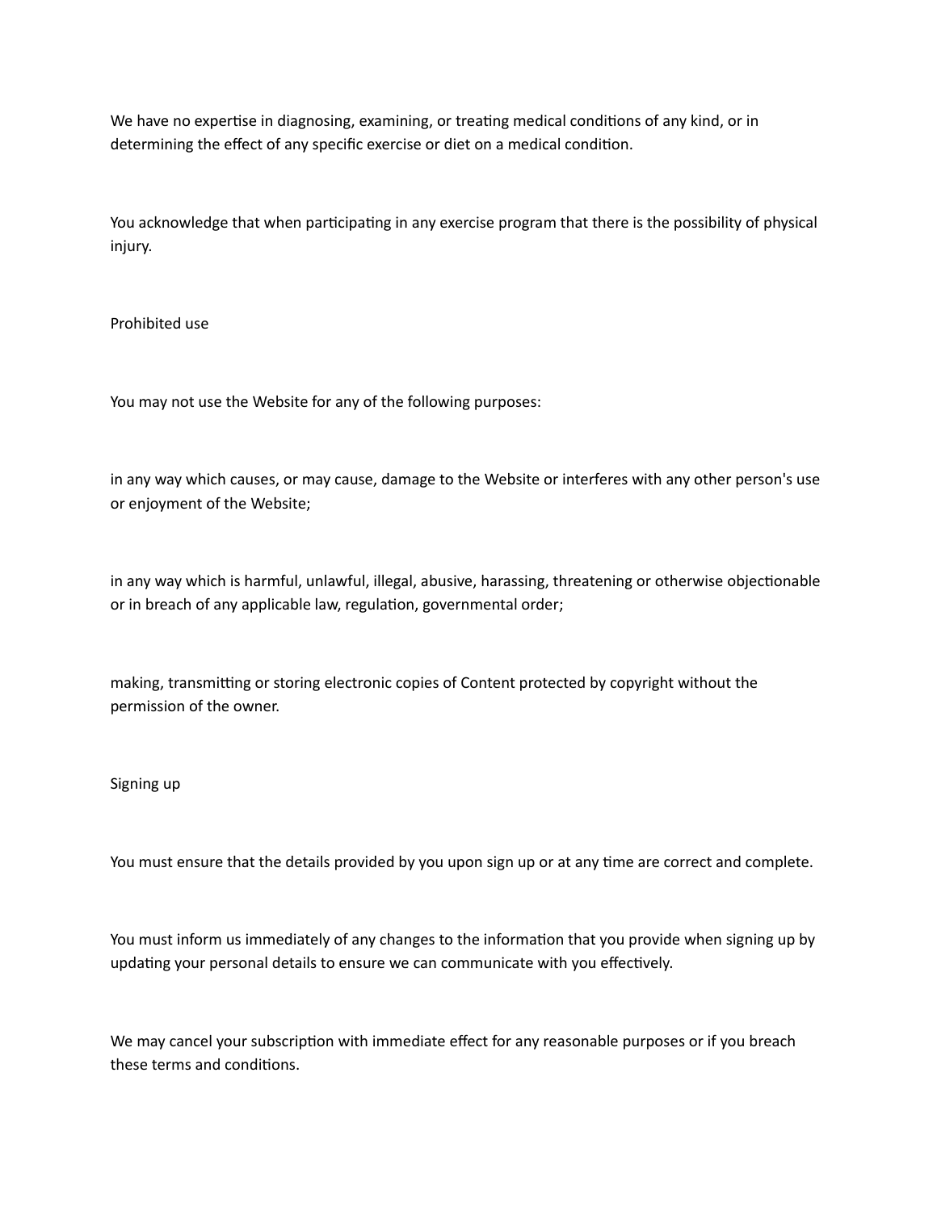We have no expertise in diagnosing, examining, or treating medical conditions of any kind, or in determining the effect of any specific exercise or diet on a medical condition.

You acknowledge that when participating in any exercise program that there is the possibility of physical injury.

## Prohibited use

You may not use the Website for any of the following purposes:

in any way which causes, or may cause, damage to the Website or interferes with any other person's use or enjoyment of the Website;

in any way which is harmful, unlawful, illegal, abusive, harassing, threatening or otherwise objectionable or in breach of any applicable law, regulation, governmental order;

making, transmitting or storing electronic copies of Content protected by copyright without the permission of the owner.

## Signing up

You must ensure that the details provided by you upon sign up or at any time are correct and complete.

You must inform us immediately of any changes to the information that you provide when signing up by updating your personal details to ensure we can communicate with you effectively.

We may cancel your subscription with immediate effect for any reasonable purposes or if you breach these terms and conditions.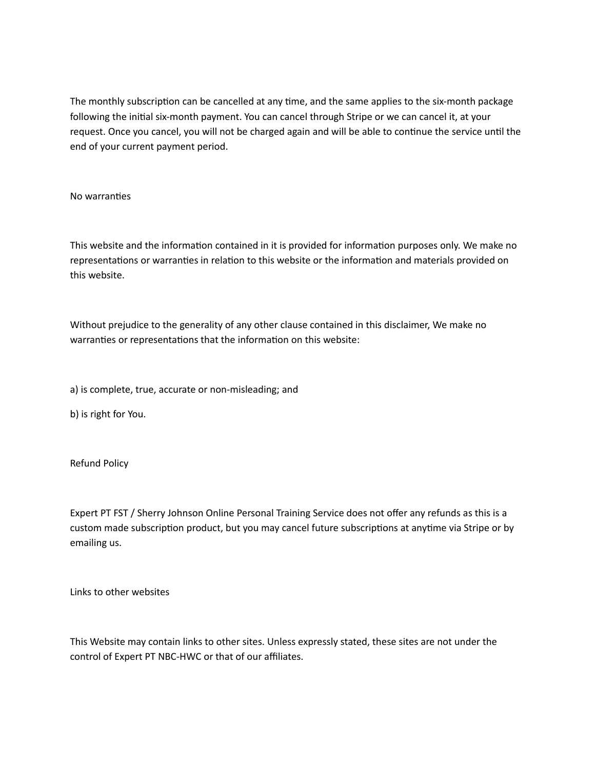The monthly subscription can be cancelled at any time, and the same applies to the six-month package following the initial six-month payment. You can cancel through Stripe or we can cancel it, at your request. Once you cancel, you will not be charged again and will be able to continue the service until the end of your current payment period.

## No warranties

This website and the information contained in it is provided for information purposes only. We make no representations or warranties in relation to this website or the information and materials provided on this website.

Without prejudice to the generality of any other clause contained in this disclaimer, We make no warranties or representations that the information on this website:

a) is complete, true, accurate or non-misleading; and

b) is right for You.

## Refund Policy

Expert PT FST / Sherry Johnson Online Personal Training Service does not offer any refunds as this is a custom made subscription product, but you may cancel future subscriptions at anytime via Stripe or by emailing us.

## Links to other websites

This Website may contain links to other sites. Unless expressly stated, these sites are not under the control of Expert PT NBC-HWC or that of our affiliates.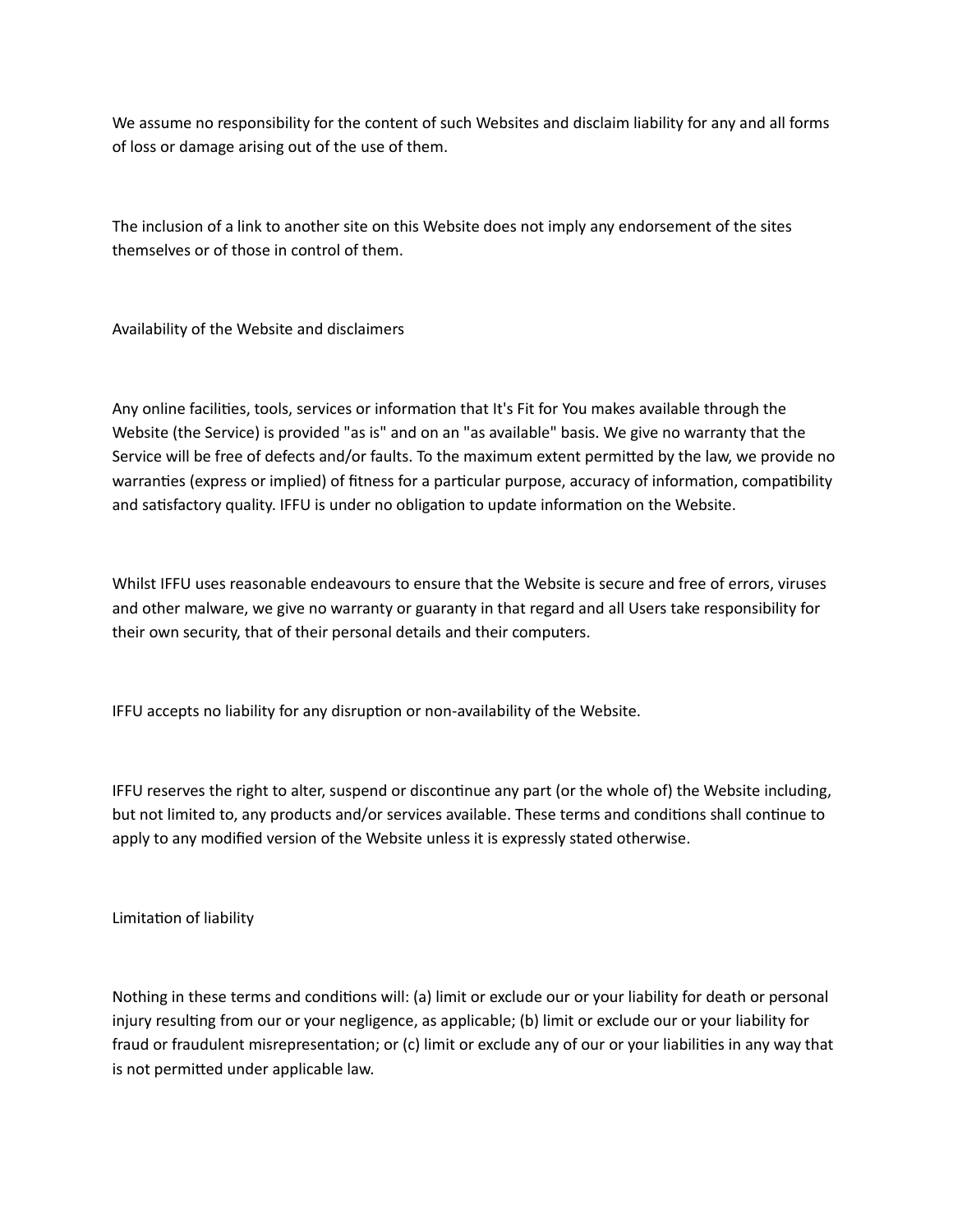We assume no responsibility for the content of such Websites and disclaim liability for any and all forms of loss or damage arising out of the use of them.

The inclusion of a link to another site on this Website does not imply any endorsement of the sites themselves or of those in control of them.

## Availability of the Website and disclaimers

Any online facilities, tools, services or information that It's Fit for You makes available through the Website (the Service) is provided "as is" and on an "as available" basis. We give no warranty that the Service will be free of defects and/or faults. To the maximum extent permitted by the law, we provide no warranties (express or implied) of fitness for a particular purpose, accuracy of information, compatibility and satisfactory quality. IFFU is under no obligation to update information on the Website.

Whilst IFFU uses reasonable endeavours to ensure that the Website is secure and free of errors, viruses and other malware, we give no warranty or guaranty in that regard and all Users take responsibility for their own security, that of their personal details and their computers.

IFFU accepts no liability for any disruption or non-availability of the Website.

IFFU reserves the right to alter, suspend or discontinue any part (or the whole of) the Website including, but not limited to, any products and/or services available. These terms and conditions shall continue to apply to any modified version of the Website unless it is expressly stated otherwise.

## Limitation of liability

Nothing in these terms and conditions will: (a) limit or exclude our or your liability for death or personal injury resulting from our or your negligence, as applicable; (b) limit or exclude our or your liability for fraud or fraudulent misrepresentation; or (c) limit or exclude any of our or your liabilities in any way that is not permitted under applicable law.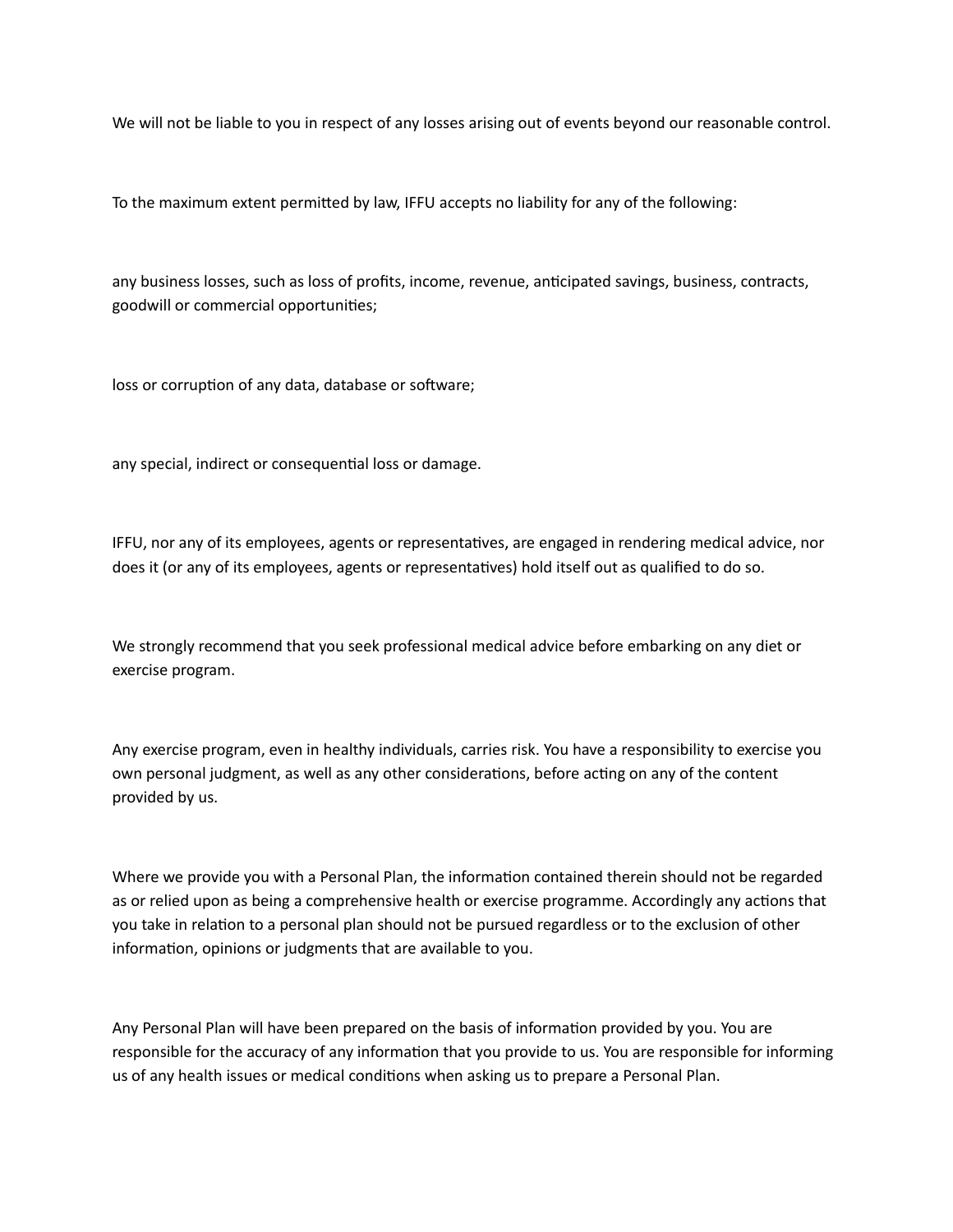We will not be liable to you in respect of any losses arising out of events beyond our reasonable control.

To the maximum extent permitted by law, IFFU accepts no liability for any of the following:

any business losses, such as loss of profits, income, revenue, anticipated savings, business, contracts, goodwill or commercial opportunities;

loss or corruption of any data, database or software;

any special, indirect or consequential loss or damage.

IFFU, nor any of its employees, agents or representatives, are engaged in rendering medical advice, nor does it (or any of its employees, agents or representatives) hold itself out as qualified to do so.

We strongly recommend that you seek professional medical advice before embarking on any diet or exercise program.

Any exercise program, even in healthy individuals, carries risk. You have a responsibility to exercise you own personal judgment, as well as any other considerations, before acting on any of the content provided by us.

Where we provide you with a Personal Plan, the information contained therein should not be regarded as or relied upon as being a comprehensive health or exercise programme. Accordingly any actions that you take in relation to a personal plan should not be pursued regardless or to the exclusion of other information, opinions or judgments that are available to you.

Any Personal Plan will have been prepared on the basis of information provided by you. You are responsible for the accuracy of any information that you provide to us. You are responsible for informing us of any health issues or medical conditions when asking us to prepare a Personal Plan.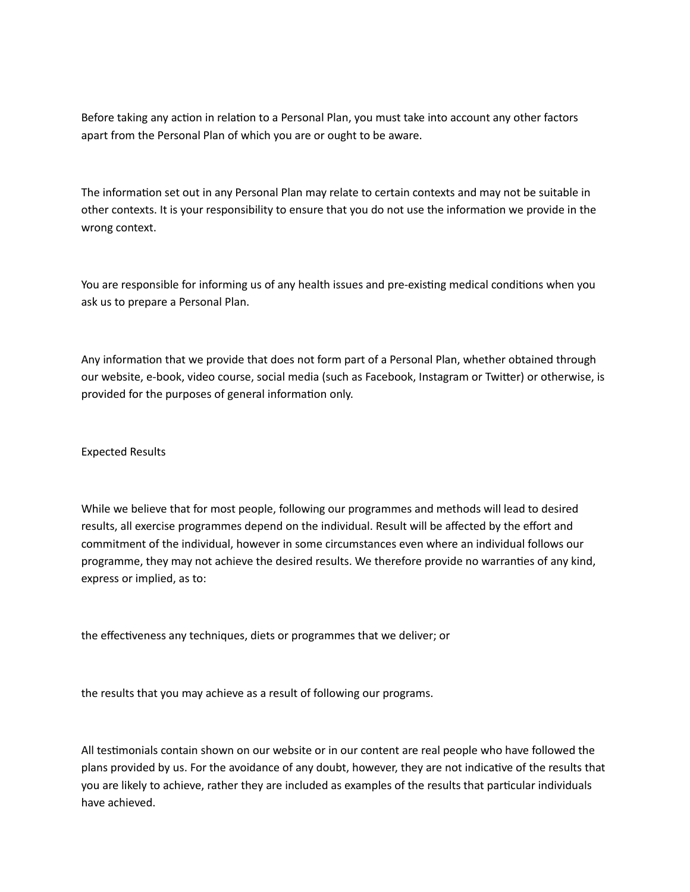Before taking any action in relation to a Personal Plan, you must take into account any other factors apart from the Personal Plan of which you are or ought to be aware.

The information set out in any Personal Plan may relate to certain contexts and may not be suitable in other contexts. It is your responsibility to ensure that you do not use the information we provide in the wrong context.

You are responsible for informing us of any health issues and pre-existing medical conditions when you ask us to prepare a Personal Plan.

Any information that we provide that does not form part of a Personal Plan, whether obtained through our website, e-book, video course, social media (such as Facebook, Instagram or Twitter) or otherwise, is provided for the purposes of general information only.

## Expected Results

While we believe that for most people, following our programmes and methods will lead to desired results, all exercise programmes depend on the individual. Result will be affected by the effort and commitment of the individual, however in some circumstances even where an individual follows our programme, they may not achieve the desired results. We therefore provide no warranties of any kind, express or implied, as to:

the effectiveness any techniques, diets or programmes that we deliver; or

the results that you may achieve as a result of following our programs.

All testimonials contain shown on our website or in our content are real people who have followed the plans provided by us. For the avoidance of any doubt, however, they are not indicative of the results that you are likely to achieve, rather they are included as examples of the results that particular individuals have achieved.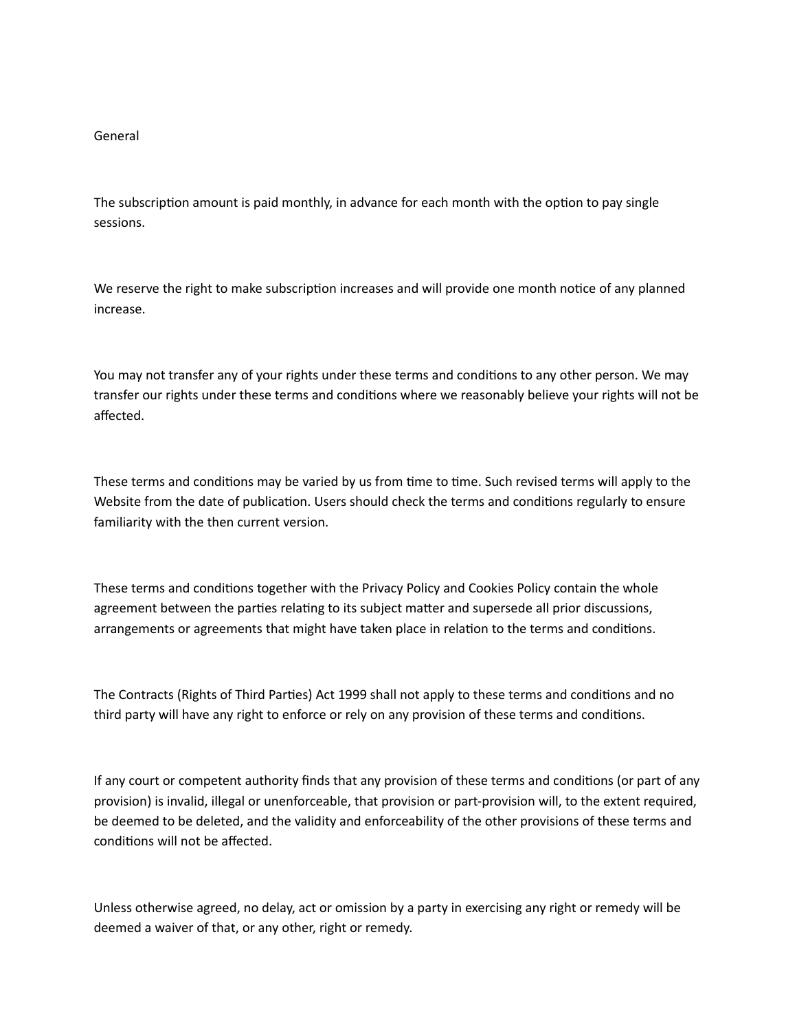## General

The subscription amount is paid monthly, in advance for each month with the option to pay single sessions.

We reserve the right to make subscription increases and will provide one month notice of any planned increase.

You may not transfer any of your rights under these terms and conditions to any other person. We may transfer our rights under these terms and conditions where we reasonably believe your rights will not be affected.

These terms and conditions may be varied by us from time to time. Such revised terms will apply to the Website from the date of publication. Users should check the terms and conditions regularly to ensure familiarity with the then current version.

These terms and conditions together with the Privacy Policy and Cookies Policy contain the whole agreement between the parties relating to its subject matter and supersede all prior discussions, arrangements or agreements that might have taken place in relation to the terms and conditions.

The Contracts (Rights of Third Parties) Act 1999 shall not apply to these terms and conditions and no third party will have any right to enforce or rely on any provision of these terms and conditions.

If any court or competent authority finds that any provision of these terms and conditions (or part of any provision) is invalid, illegal or unenforceable, that provision or part-provision will, to the extent required, be deemed to be deleted, and the validity and enforceability of the other provisions of these terms and conditions will not be affected.

Unless otherwise agreed, no delay, act or omission by a party in exercising any right or remedy will be deemed a waiver of that, or any other, right or remedy.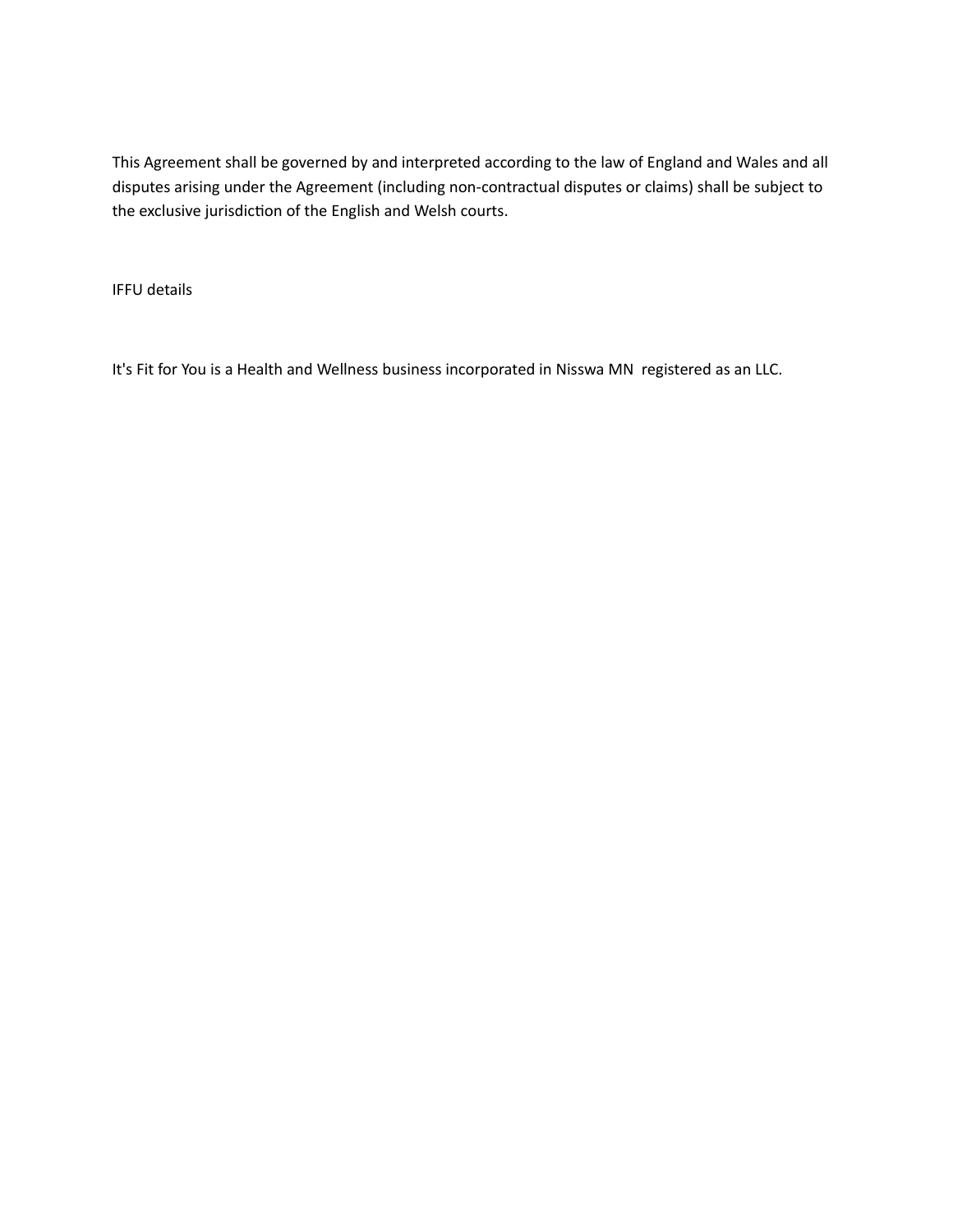This Agreement shall be governed by and interpreted according to the law of England and Wales and all disputes arising under the Agreement (including non-contractual disputes or claims) shall be subject to the exclusive jurisdiction of the English and Welsh courts.

IFFU details

It's Fit for You is a Health and Wellness business incorporated in Nisswa MN  registered as an LLC.